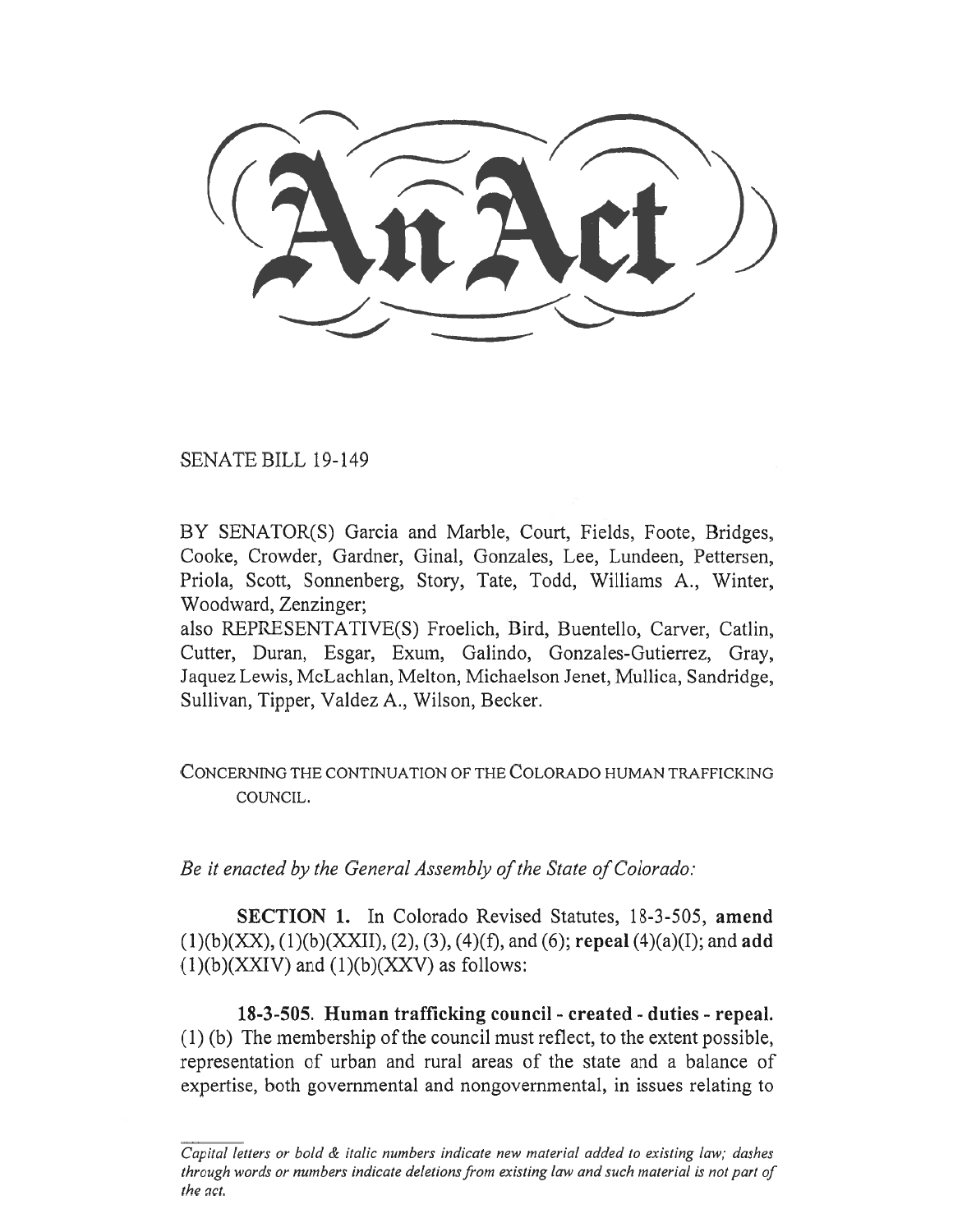# An Act

SENATE BILL 19-149

BY SENATOR(S) Garcia and Marble, Court, Fields, Foote, Bridges, Cooke, Crowder, Gardner, Ginal, Gonzales, Lee, Lundeen, Pettersen, Priola, Scott, Sonnenberg, Story, Tate, Todd, Williams A., Winter, Woodward, Zenzinger;

also REPRESENTATIVE(S) Froelich, Bird, Buentello, Carver, Catlin, Cutter, Duran, Esgar, Exum, Galindo, Gonzales-Gutierrez, Gray, Jaquez Lewis, McLachlan, Melton, Michaelson Jenet, Mullica, Sandridge, Sullivan, Tipper, Valdez A., Wilson, Becker.

CONCERNING THE CONTINUATION OF THE COLORADO HUMAN TRAFFICKING COUNCIL.

*Be it enacted by the General Assembly of the State of Colorado:*

**SECTION 1.** In Colorado Revised Statutes, 18-3-505, **amend** (1)(b)(XX), (1)(b)(XXII), (2), (3), (4)(f), and (6); **repeal** (4)(a)(I); and **add** (1)(b)(XXIV) and (1)(b)(XXV) as follows:

**18-3-505. Human trafficking council - created - duties - repeal.** (1) (b) The membership of the council must reflect, to the extent possible, representation of urban and rural areas of the state and a balance of expertise, both governmental and nongovernmental, in issues relating to

*Capital letters or bold & italic numbers indicate new material added to existing law; dashes through words or numbers indicate deletions from existing law and such material is not part of the act.*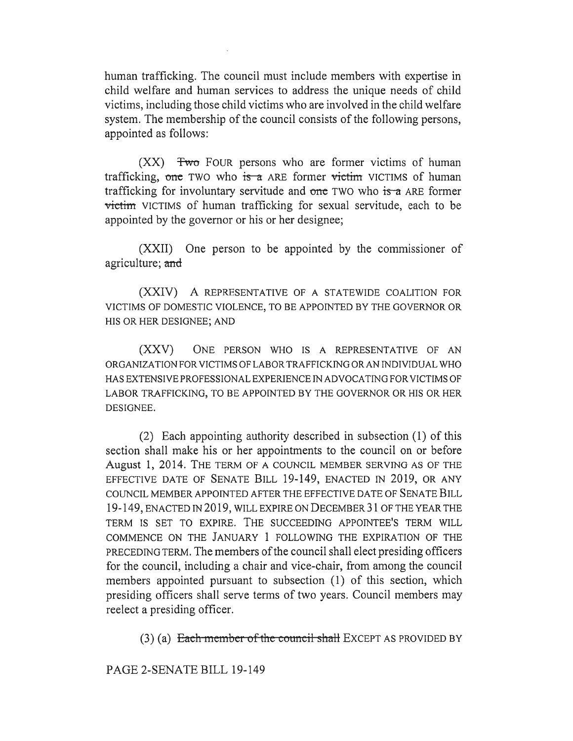human trafficking. The council must include members with expertise in child welfare and human services to address the unique needs of child victims, including those child victims who are involved in the child welfare system. The membership of the council consists of the following persons, appointed as follows:

(XX) ~~Two~~ FOUR persons who are former victims of human trafficking, ~~one~~ TWO who ~~is a~~ ARE former ~~victim~~ VICTIMS of human trafficking for involuntary servitude and ~~one~~ TWO who ~~is a~~ ARE former ~~victim~~ VICTIMS of human trafficking for sexual servitude, each to be appointed by the governor or his or her designee;

(XXII) One person to be appointed by the commissioner of agriculture; ~~and~~

(XXIV) A REPRESENTATIVE OF A STATEWIDE COALITION FOR VICTIMS OF DOMESTIC VIOLENCE, TO BE APPOINTED BY THE GOVERNOR OR HIS OR HER DESIGNEE; AND

(XXV) ONE PERSON WHO IS A REPRESENTATIVE OF AN ORGANIZATION FOR VICTIMS OF LABOR TRAFFICKING OR AN INDIVIDUAL WHO HAS EXTENSIVE PROFESSIONAL EXPERIENCE IN ADVOCATING FOR VICTIMS OF LABOR TRAFFICKING, TO BE APPOINTED BY THE GOVERNOR OR HIS OR HER DESIGNEE.

(2) Each appointing authority described in subsection (1) of this section shall make his or her appointments to the council on or before August 1, 2014. THE TERM OF A COUNCIL MEMBER SERVING AS OF THE EFFECTIVE DATE OF SENATE BILL 19-149, ENACTED IN 2019, OR ANY COUNCIL MEMBER APPOINTED AFTER THE EFFECTIVE DATE OF SENATE BILL 19-149, ENACTED IN 2019, WILL EXPIRE ON DECEMBER 31 OF THE YEAR THE TERM IS SET TO EXPIRE. THE SUCCEEDING APPOINTEE'S TERM WILL COMMENCE ON THE JANUARY 1 FOLLOWING THE EXPIRATION OF THE PRECEDING TERM. The members of the council shall elect presiding officers for the council, including a chair and vice-chair, from among the council members appointed pursuant to subsection (1) of this section, which presiding officers shall serve terms of two years. Council members may reelect a presiding officer.

(3) (a) ~~Each member of the council shall~~ EXCEPT AS PROVIDED BY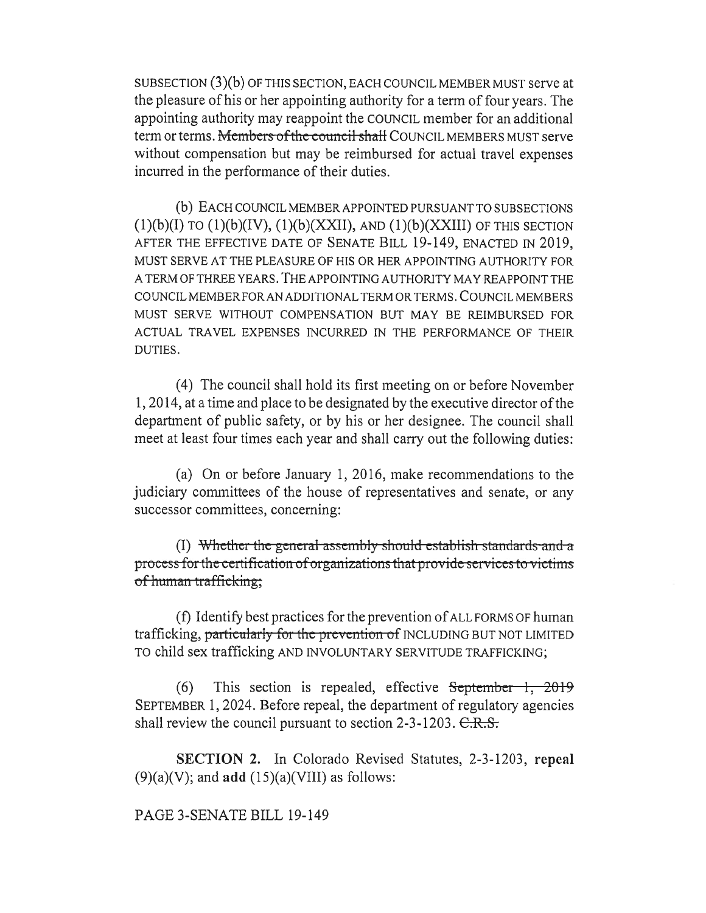SUBSECTION (3)(b) OF THIS SECTION, EACH COUNCIL MEMBER MUST serve at the pleasure of his or her appointing authority for a term of four years. The appointing authority may reappoint the COUNCIL member for an additional term or terms. ~~Members of the council shall~~ COUNCIL MEMBERS MUST serve without compensation but may be reimbursed for actual travel expenses incurred in the performance of their duties.

(b) EACH COUNCIL MEMBER APPOINTED PURSUANT TO SUBSECTIONS (1)(b)(I) TO (1)(b)(IV), (1)(b)(XXII), AND (1)(b)(XXIII) OF THIS SECTION AFTER THE EFFECTIVE DATE OF SENATE BILL 19-149, ENACTED IN 2019, MUST SERVE AT THE PLEASURE OF HIS OR HER APPOINTING AUTHORITY FOR A TERM OF THREE YEARS. THE APPOINTING AUTHORITY MAY REAPPOINT THE COUNCIL MEMBER FOR AN ADDITIONAL TERM OR TERMS. COUNCIL MEMBERS MUST SERVE WITHOUT COMPENSATION BUT MAY BE REIMBURSED FOR ACTUAL TRAVEL EXPENSES INCURRED IN THE PERFORMANCE OF THEIR DUTIES.

(4) The council shall hold its first meeting on or before November 1, 2014, at a time and place to be designated by the executive director of the department of public safety, or by his or her designee. The council shall meet at least four times each year and shall carry out the following duties:

(a) On or before January 1, 2016, make recommendations to the judiciary committees of the house of representatives and senate, or any successor committees, concerning:

(I) ~~Whether the general assembly should establish standards and a process for the certification of organizations that provide services to victims of human trafficking;~~

(f) Identify best practices for the prevention of ALL FORMS OF human trafficking, ~~particularly for the prevention of~~ INCLUDING BUT NOT LIMITED TO child sex trafficking AND INVOLUNTARY SERVITUDE TRAFFICKING;

(6) This section is repealed, effective ~~September 1, 2019~~ SEPTEMBER 1, 2024. Before repeal, the department of regulatory agencies shall review the council pursuant to section 2-3-1203. ~~C.R.S.~~

**SECTION 2.** In Colorado Revised Statutes, 2-3-1203, **repeal** (9)(a)(V); and **add** (15)(a)(VIII) as follows:

PAGE 3-SENATE BILL 19-149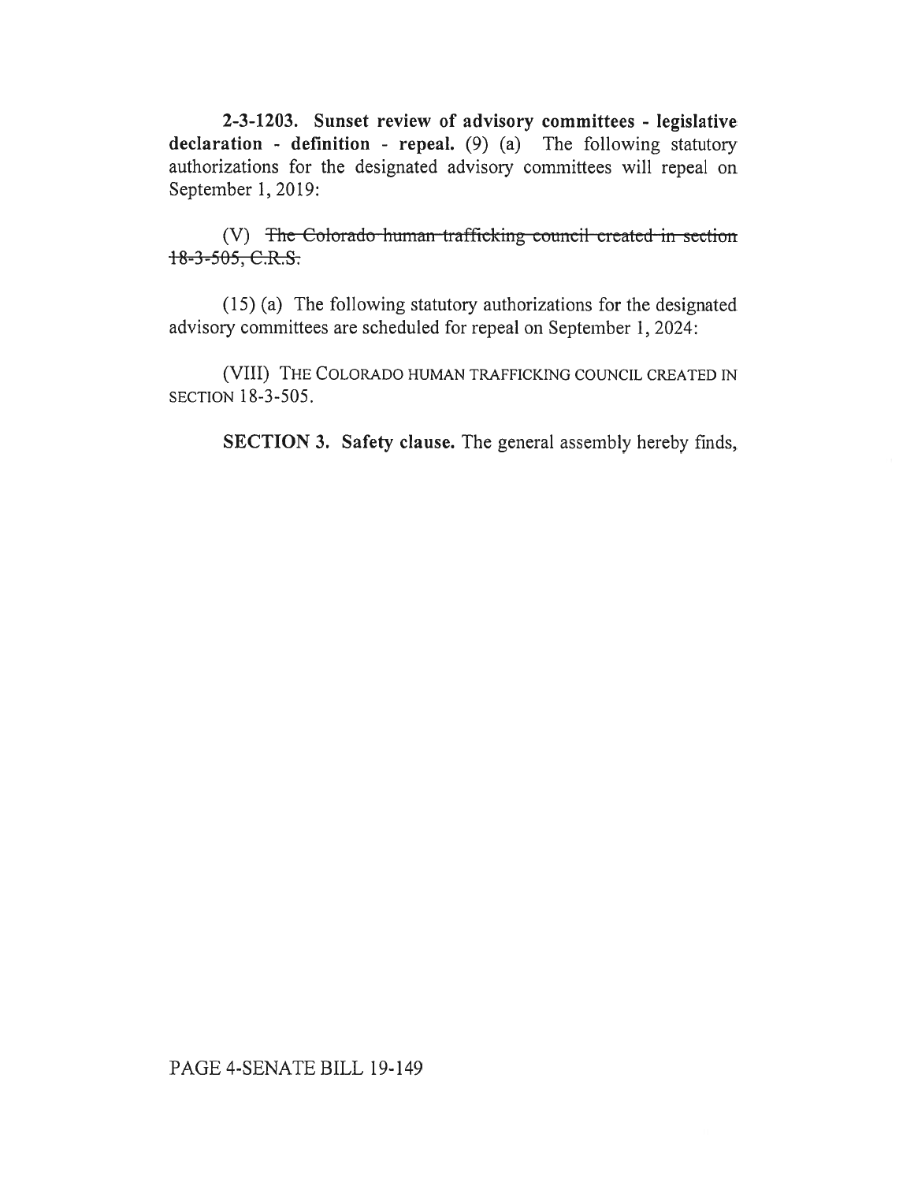**2-3-1203. Sunset review of advisory committees - legislative declaration - definition - repeal.** (9) (a) The following statutory authorizations for the designated advisory committees will repeal on September 1, 2019:

(V) ~~The Colorado human trafficking council created in section 18-3-505, C.R.S.~~

(15) (a) The following statutory authorizations for the designated advisory committees are scheduled for repeal on September 1, 2024:

(VIII) THE COLORADO HUMAN TRAFFICKING COUNCIL CREATED IN SECTION 18-3-505.

**SECTION 3. Safety clause.** The general assembly hereby finds,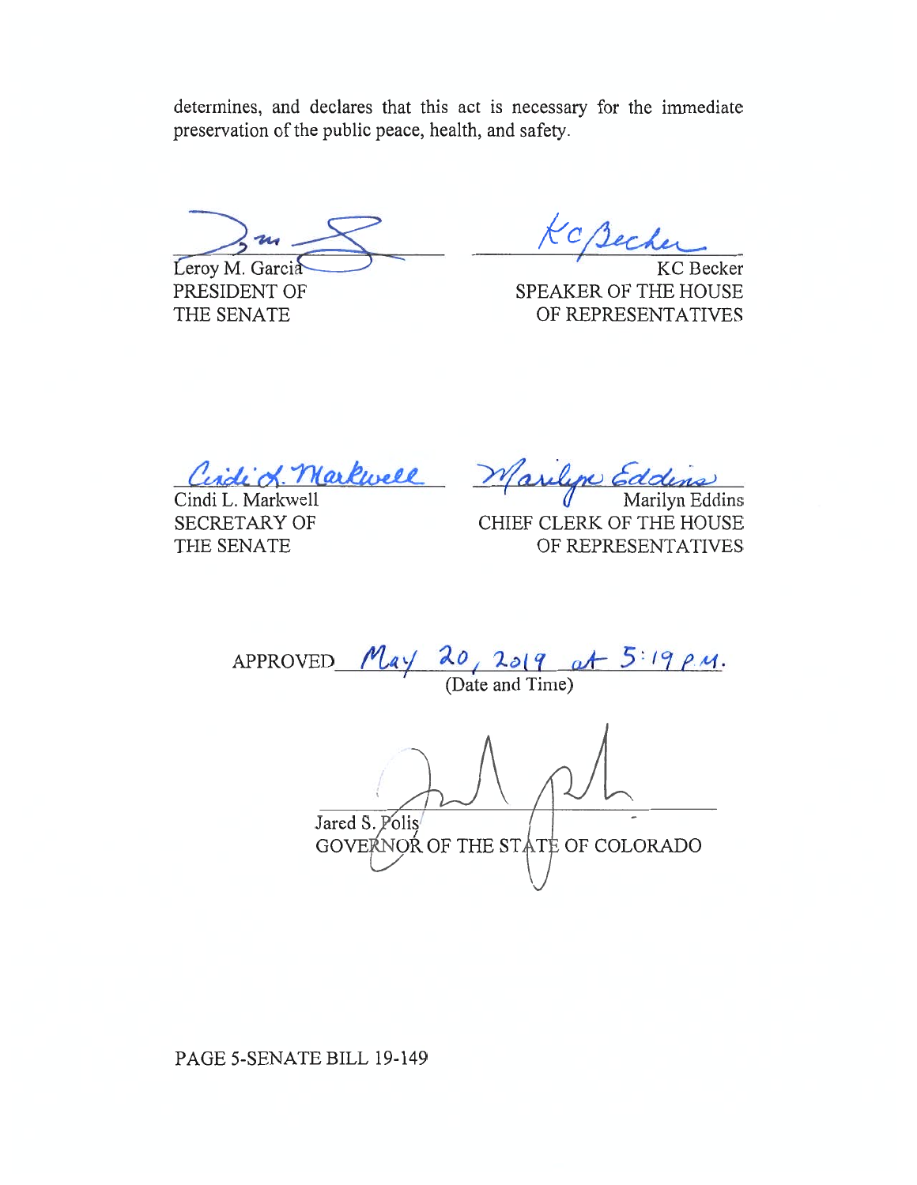determines, and declares that this act is necessary for the immediate preservation of the public peace, health, and safety.

Leroy M. Garcia
PRESIDENT OF
THE SENATE

KC Becker
SPEAKER OF THE HOUSE
OF REPRESENTATIVES

Cindi L. Markwell
SECRETARY OF
THE SENATE

Marilyn Eddins
CHIEF CLERK OF THE HOUSE
OF REPRESENTATIVES

APPROVED May 20, 2019 at 5:19 P.M.
(Date and Time)

Jared S. Polis
GOVERNOR OF THE STATE OF COLORADO

PAGE 5-SENATE BILL 19-149